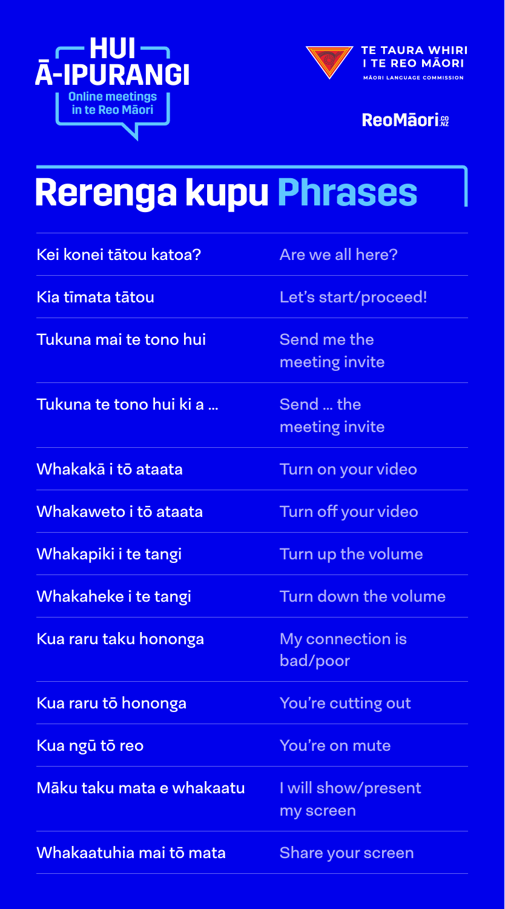# HUI Ā-IPURANGI

Online meetings in te Reo Māori

TE TAURA WHIRI I TE REO MĀORI
MĀORI LANGUAGE COMMISSION

ReoMāori.co.nz

## Rerenga kupu Phrases

| | |
|---|---|
| Kei konei tātou katoa? | Are we all here? |
| Kia tīmata tātou | Let's start/proceed! |
| Tukuna mai te tono hui | Send me the meeting invite |
| Tukuna te tono hui ki a … | Send … the meeting invite |
| Whakakā i tō ataata | Turn on your video |
| Whakaweto i tō ataata | Turn off your video |
| Whakapiki i te tangi | Turn up the volume |
| Whakaheke i te tangi | Turn down the volume |
| Kua raru taku hononga | My connection is bad/poor |
| Kua raru tō hononga | You're cutting out |
| Kua ngū tō reo | You're on mute |
| Māku taku mata e whakaatu | I will show/present my screen |
| Whakaatuhia mai tō mata | Share your screen |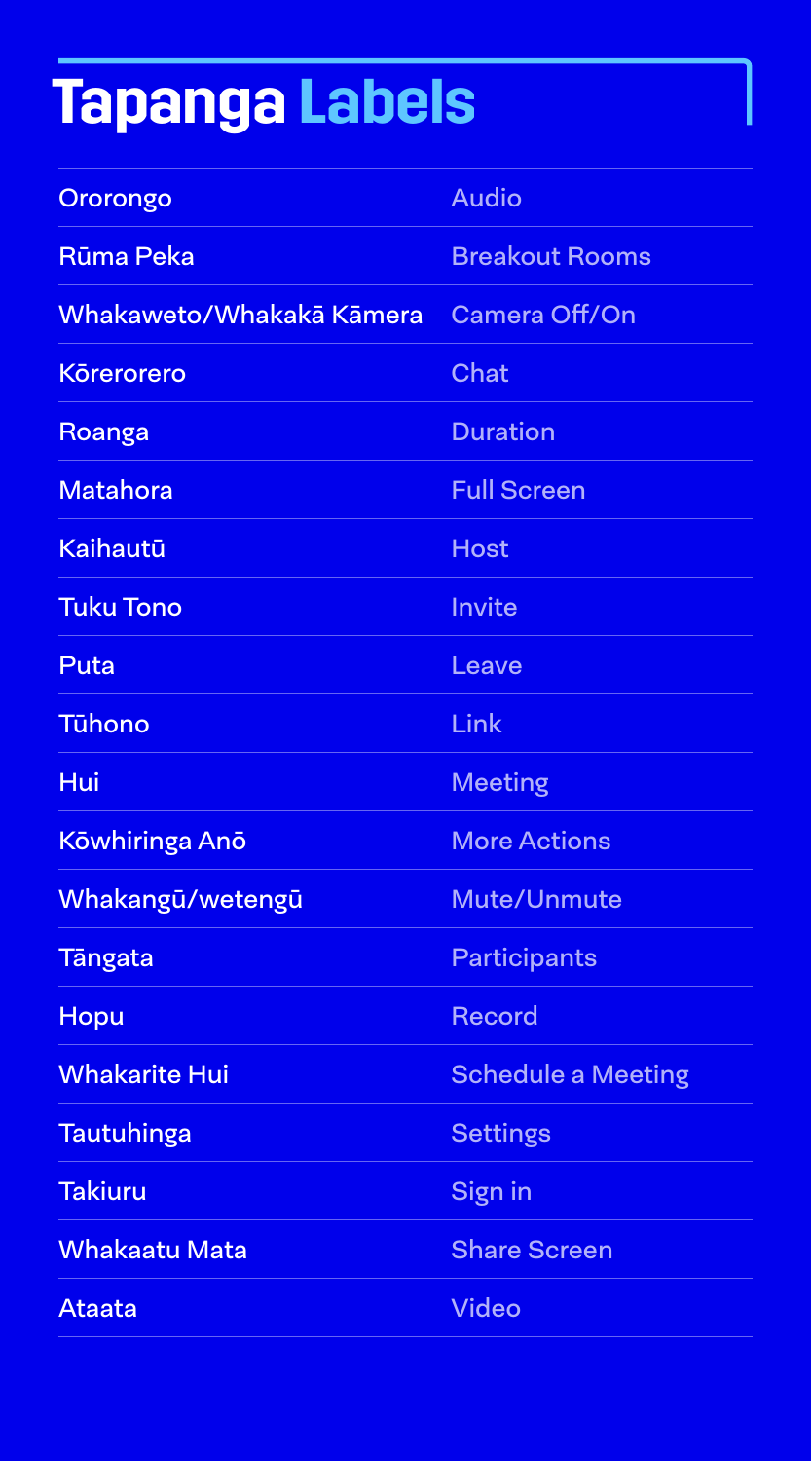# Tapanga Labels

| | |
|---|---|
| Ororongo | Audio |
| Rūma Peka | Breakout Rooms |
| Whakaweto/Whakakā Kāmera | Camera Off/On |
| Kōrerorero | Chat |
| Roanga | Duration |
| Matahora | Full Screen |
| Kaihautū | Host |
| Tuku Tono | Invite |
| Puta | Leave |
| Tūhono | Link |
| Hui | Meeting |
| Kōwhiringa Anō | More Actions |
| Whakangū/wetengū | Mute/Unmute |
| Tāngata | Participants |
| Hopu | Record |
| Whakarite Hui | Schedule a Meeting |
| Tautuhinga | Settings |
| Takiuru | Sign in |
| Whakaatu Mata | Share Screen |
| Ataata | Video |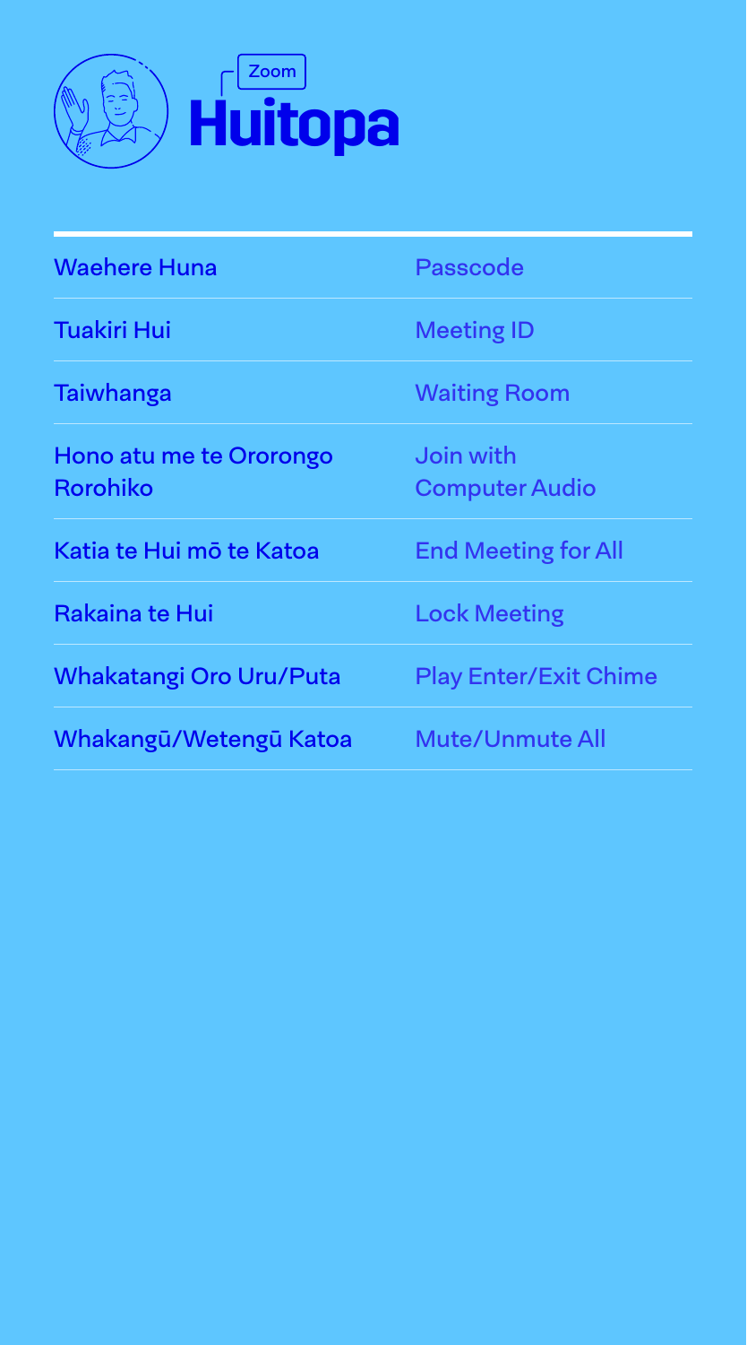Zoom

# Huitopa

| | |
|---|---|
| Waehere Huna | Passcode |
| Tuakiri Hui | Meeting ID |
| Taiwhanga | Waiting Room |
| Hono atu me te Ororongo Rorohiko | Join with Computer Audio |
| Katia te Hui mō te Katoa | End Meeting for All |
| Rakaina te Hui | Lock Meeting |
| Whakatangi Oro Uru/Puta | Play Enter/Exit Chime |
| Whakangū/Wetengū Katoa | Mute/Unmute All |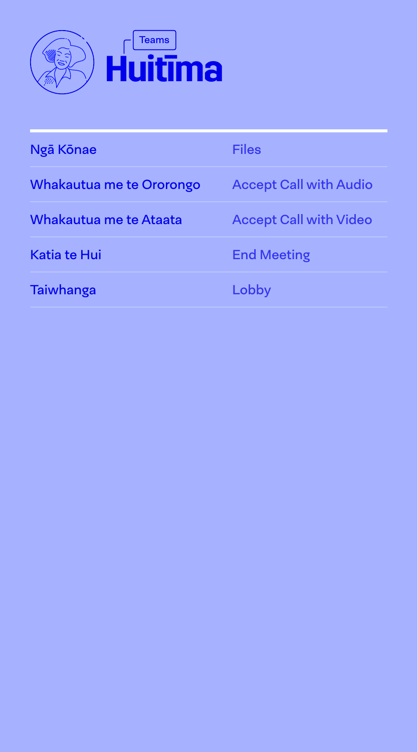Teams

# Huitīma

| | |
|---|---|
| Ngā Kōnae | Files |
| Whakautua me te Ororongo | Accept Call with Audio |
| Whakautua me te Ataata | Accept Call with Video |
| Katia te Hui | End Meeting |
| Taiwhanga | Lobby |